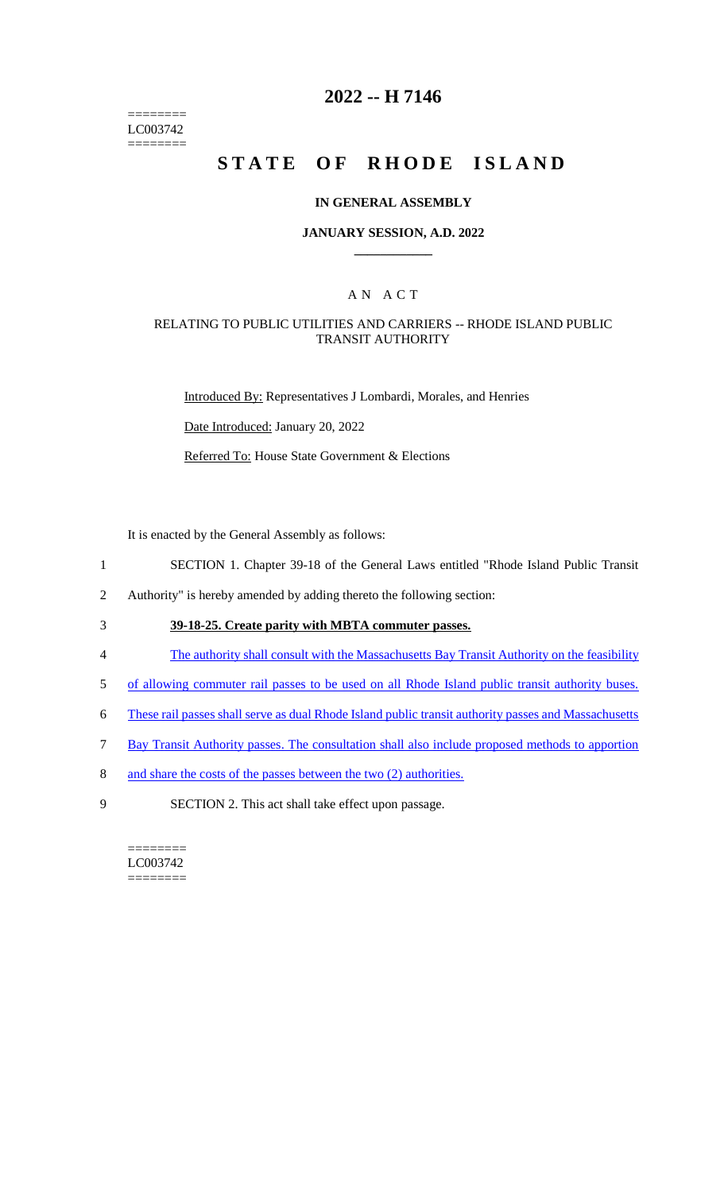========
LC003742
========

# 2022 -- H 7146

# STATE OF RHODE ISLAND

**IN GENERAL ASSEMBLY**

**JANUARY SESSION, A.D. 2022**

A N A C T

RELATING TO PUBLIC UTILITIES AND CARRIERS -- RHODE ISLAND PUBLIC TRANSIT AUTHORITY

Introduced By: Representatives J Lombardi, Morales, and Henries

Date Introduced: January 20, 2022

Referred To: House State Government & Elections

It is enacted by the General Assembly as follows:

1 SECTION 1. Chapter 39-18 of the General Laws entitled "Rhode Island Public Transit
2 Authority" is hereby amended by adding thereto the following section:

3 **39-18-25. Create parity with MBTA commuter passes.**

4 The authority shall consult with the Massachusetts Bay Transit Authority on the feasibility
5 of allowing commuter rail passes to be used on all Rhode Island public transit authority buses.
6 These rail passes shall serve as dual Rhode Island public transit authority passes and Massachusetts
7 Bay Transit Authority passes. The consultation shall also include proposed methods to apportion
8 and share the costs of the passes between the two (2) authorities.

9 SECTION 2. This act shall take effect upon passage.

========
LC003742
========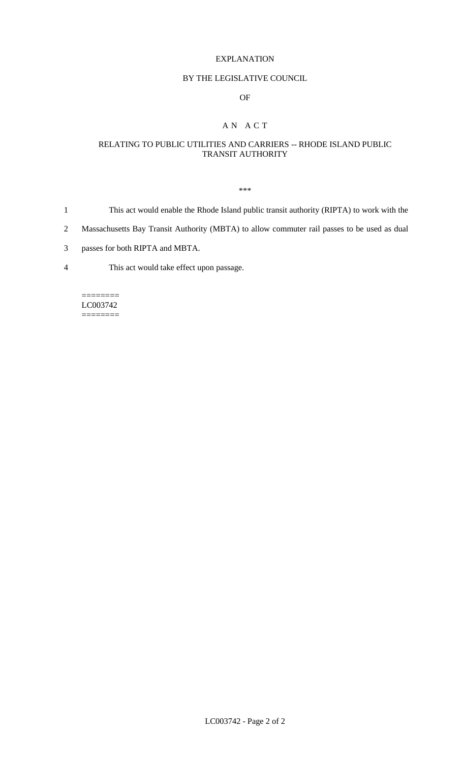EXPLANATION

BY THE LEGISLATIVE COUNCIL

OF

A N A C T

RELATING TO PUBLIC UTILITIES AND CARRIERS -- RHODE ISLAND PUBLIC TRANSIT AUTHORITY

\*\*\*

1 This act would enable the Rhode Island public transit authority (RIPTA) to work with the
2 Massachusetts Bay Transit Authority (MBTA) to allow commuter rail passes to be used as dual
3 passes for both RIPTA and MBTA.
4 This act would take effect upon passage.

========
LC003742
========